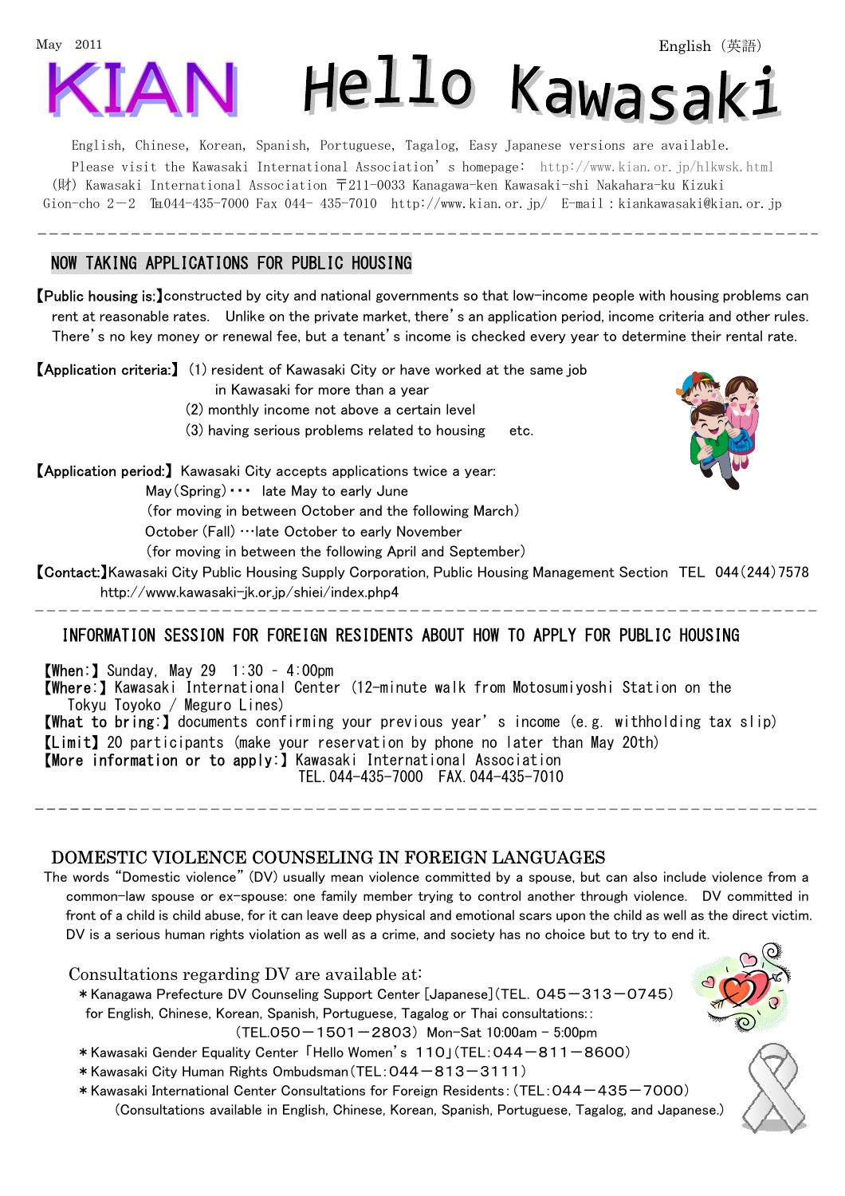May 2011 English（英語）

# KIAN Hello Kawasaki

English, Chinese, Korean, Spanish, Portuguese, Tagalog, Easy Japanese versions are available.
Please visit the Kawasaki International Association's homepage: http://www.kian.or.jp/hlkwsk.html
(財) Kawasaki International Association 〒211-0033 Kanagawa-ken Kawasaki-shi Nakahara-ku Kizuki Gion-cho 2－2 ℡044-435-7000 Fax 044- 435-7010 http://www.kian.or.jp/ E-mail：kiankawasaki@kian.or.jp

---

## NOW TAKING APPLICATIONS FOR PUBLIC HOUSING

【Public housing is:】constructed by city and national governments so that low-income people with housing problems can rent at reasonable rates. Unlike on the private market, there's an application period, income criteria and other rules. There's no key money or renewal fee, but a tenant's income is checked every year to determine their rental rate.

【Application criteria:】 (1) resident of Kawasaki City or have worked at the same job in Kawasaki for more than a year
(2) monthly income not above a certain level
(3) having serious problems related to housing etc.

【Application period:】 Kawasaki City accepts applications twice a year:
May (Spring)・・・ late May to early June
(for moving in between October and the following March)
October (Fall) …late October to early November
(for moving in between the following April and September)

【Contact:】Kawasaki City Public Housing Supply Corporation, Public Housing Management Section TEL 044(244)7578
http://www.kawasaki-jk.or.jp/shiei/index.php4

---

## INFORMATION SESSION FOR FOREIGN RESIDENTS ABOUT HOW TO APPLY FOR PUBLIC HOUSING

【When:】 Sunday, May 29 1:30 – 4:00pm
【Where:】 Kawasaki International Center (12-minute walk from Motosumiyoshi Station on the Tokyu Toyoko / Meguro Lines)
【What to bring:】 documents confirming your previous year's income (e.g. withholding tax slip)
【Limit】 20 participants (make your reservation by phone no later than May 20th)
【More information or to apply:】 Kawasaki International Association
TEL.044-435-7000 FAX.044-435-7010

---

## DOMESTIC VIOLENCE COUNSELING IN FOREIGN LANGUAGES

The words "Domestic violence" (DV) usually mean violence committed by a spouse, but can also include violence from a common-law spouse or ex-spouse: one family member trying to control another through violence. DV committed in front of a child is child abuse, for it can leave deep physical and emotional scars upon the child as well as the direct victim. DV is a serious human rights violation as well as a crime, and society has no choice but to try to end it.

Consultations regarding DV are available at:

＊Kanagawa Prefecture DV Counseling Support Center [Japanese] (TEL. 045－313－0745)
for English, Chinese, Korean, Spanish, Portuguese, Tagalog or Thai consultations::
(TEL.050－1501－2803) Mon-Sat 10:00am – 5:00pm
＊Kawasaki Gender Equality Center「Hello Women's 110」(TEL:044－811－8600)
＊Kawasaki City Human Rights Ombudsman (TEL:044－813－3111)
＊Kawasaki International Center Consultations for Foreign Residents: (TEL:044－435－7000)
(Consultations available in English, Chinese, Korean, Spanish, Portuguese, Tagalog, and Japanese.)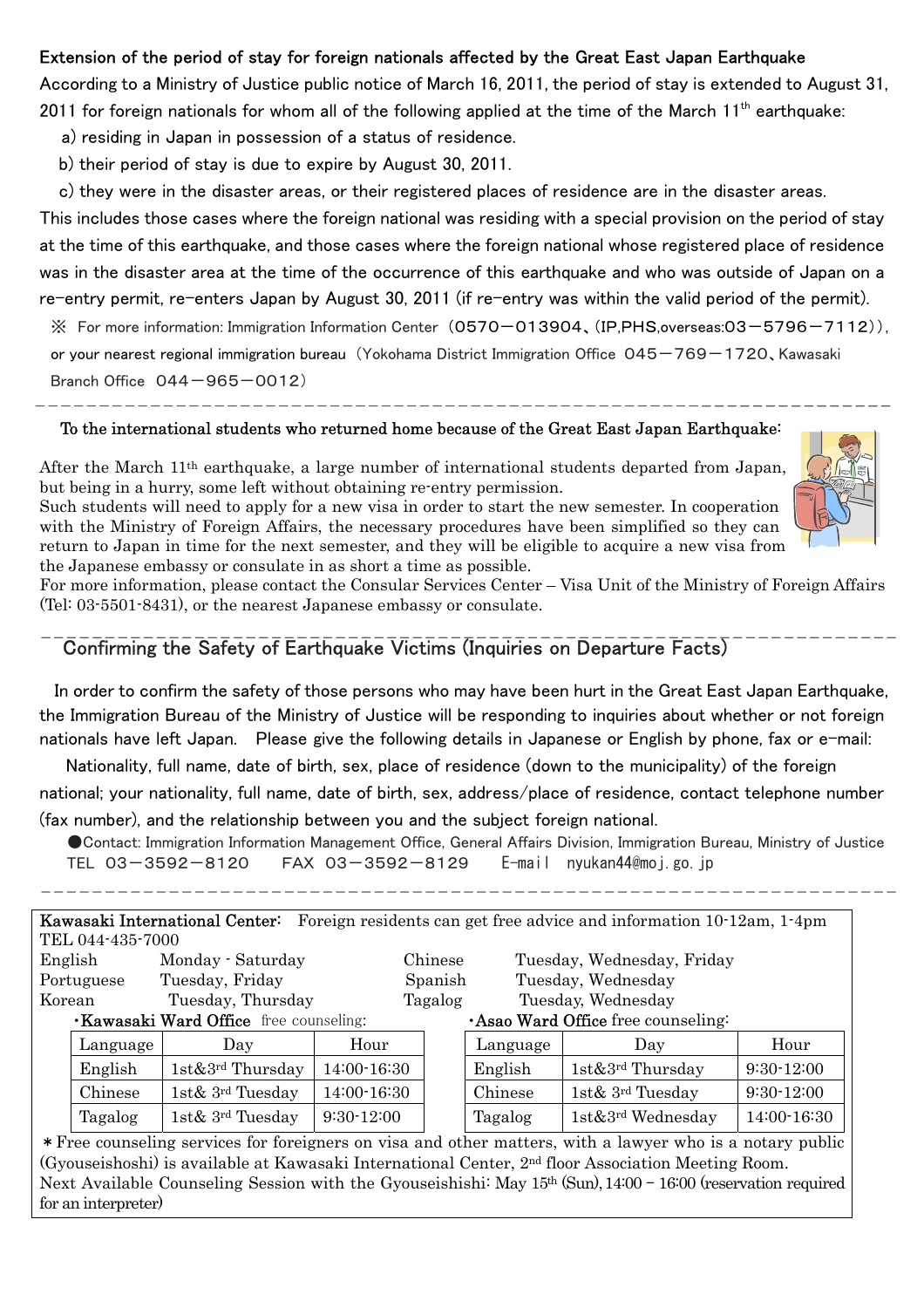**Extension of the period of stay for foreign nationals affected by the Great East Japan Earthquake**

According to a Ministry of Justice public notice of March 16, 2011, the period of stay is extended to August 31, 2011 for foreign nationals for whom all of the following applied at the time of the March 11th earthquake:

a) residing in Japan in possession of a status of residence.

b) their period of stay is due to expire by August 30, 2011.

c) they were in the disaster areas, or their registered places of residence are in the disaster areas.

This includes those cases where the foreign national was residing with a special provision on the period of stay at the time of this earthquake, and those cases where the foreign national whose registered place of residence was in the disaster area at the time of the occurrence of this earthquake and who was outside of Japan on a re-entry permit, re-enters Japan by August 30, 2011 (if re-entry was within the valid period of the permit).

※ For more information: Immigration Information Center（0570－013904、(IP,PHS,overseas:03－5796－7112)), or your nearest regional immigration bureau（Yokohama District Immigration Office 045－769－1720、Kawasaki Branch Office 044－965－0012）

---

**To the international students who returned home because of the Great East Japan Earthquake:**

After the March 11th earthquake, a large number of international students departed from Japan, but being in a hurry, some left without obtaining re-entry permission.

Such students will need to apply for a new visa in order to start the new semester. In cooperation with the Ministry of Foreign Affairs, the necessary procedures have been simplified so they can return to Japan in time for the next semester, and they will be eligible to acquire a new visa from the Japanese embassy or consulate in as short a time as possible.

For more information, please contact the Consular Services Center – Visa Unit of the Ministry of Foreign Affairs (Tel: 03-5501-8431), or the nearest Japanese embassy or consulate.

---

## Confirming the Safety of Earthquake Victims (Inquiries on Departure Facts)

In order to confirm the safety of those persons who may have been hurt in the Great East Japan Earthquake, the Immigration Bureau of the Ministry of Justice will be responding to inquiries about whether or not foreign nationals have left Japan. Please give the following details in Japanese or English by phone, fax or e-mail:

Nationality, full name, date of birth, sex, place of residence (down to the municipality) of the foreign national; your nationality, full name, date of birth, sex, address/place of residence, contact telephone number (fax number), and the relationship between you and the subject foreign national.

●Contact: Immigration Information Management Office, General Affairs Division, Immigration Bureau, Ministry of Justice
TEL 03－3592－8120 FAX 03－3592－8129 E-mail nyukan44@moj.go.jp

---

**Kawasaki International Center:** Foreign residents can get free advice and information 10-12am, 1-4pm
TEL 044-435-7000

| | | | |
|---|---|---|---|
| English | Monday - Saturday | Chinese | Tuesday, Wednesday, Friday |
| Portuguese | Tuesday, Friday | Spanish | Tuesday, Wednesday |
| Korean | Tuesday, Thursday | Tagalog | Tuesday, Wednesday |

・**Kawasaki Ward Office** free counseling:

| Language | Day | Hour |
|---|---|---|
| English | 1st&3rd Thursday | 14:00-16:30 |
| Chinese | 1st& 3rd Tuesday | 14:00-16:30 |
| Tagalog | 1st& 3rd Tuesday | 9:30-12:00 |

・**Asao Ward Office** free counseling:

| Language | Day | Hour |
|---|---|---|
| English | 1st&3rd Thursday | 9:30-12:00 |
| Chinese | 1st& 3rd Tuesday | 9:30-12:00 |
| Tagalog | 1st&3rd Wednesday | 14:00-16:30 |

＊Free counseling services for foreigners on visa and other matters, with a lawyer who is a notary public (Gyouseishoshi) is available at Kawasaki International Center, 2nd floor Association Meeting Room.
Next Available Counseling Session with the Gyouseishishi: May 15th (Sun), 14:00 – 16:00 (reservation required for an interpreter)